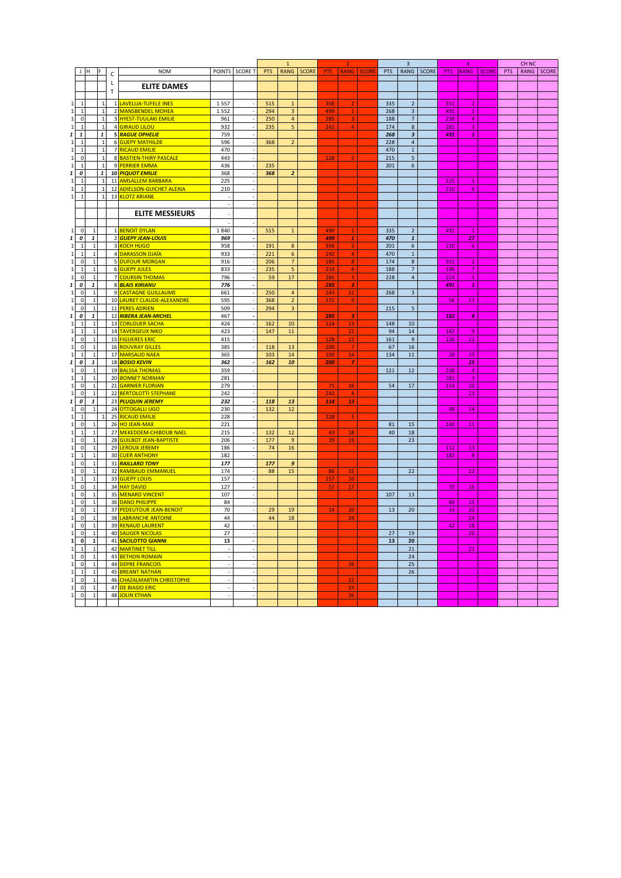| | | | | | | | | 1 | | | 2 | | | 3 | | | 4 | | | CH NC | | |
|---|---|---|---|---|---|---|---|---|---|---|---|---|---|---|---|---|---|---|---|---|---|---|
| | J | H | F | CLT | NOM | POINTS | SCORE T | PTS | RANG | SCORE | PTS | RANG | SCORE | PTS | RANG | SCORE | PTS | RANG | SCORE | PTS | RANG | SCORE |
| | | | | | **ELITE DAMES** | | | | | | | | | | | | | | | | | |
| 1 | 1 | | 1 | 1 | LAVELUA-TUFELE INES | 1 557 | - | 515 | 1 | | 356 | 2 | | 335 | 2 | | 351 | 2 | | | | |
| 1 | 1 | | 1 | 2 | MANSBENDEL MOHEA | 1 552 | - | 294 | 3 | | 499 | 1 | | 268 | 3 | | 491 | 1 | | | | |
| 1 | 0 | | 1 | 3 | HYEST-TUULAKI EMILIE | 961 | - | 250 | 4 | | 285 | 3 | | 188 | 7 | | 238 | 4 | | | | |
| 1 | 1 | | 1 | 4 | GIRAUD LILOU | 932 | - | 235 | 5 | | 242 | 4 | | 174 | 8 | | 281 | 3 | | | | |
| 1 | 1 | | 1 | 5 | ***RAGUE OPHELIE*** | 759 | - | | | | | | | 268 | 3 | | 491 | 1 | | | | |
| 1 | 1 | | 1 | 6 | GUEPY MATHILDE | 596 | - | 368 | 2 | | | | | 228 | 4 | | | | | | | |
| 1 | 1 | | 1 | 7 | RICAUD EMILIE | 470 | - | | | | | | | 470 | 1 | | | | | | | |
| 1 | 0 | | 1 | 8 | BASTIEN-THIRY PASCALE | 443 | - | | | | 228 | 5 | | 215 | 5 | | | | | | | |
| 1 | 1 | | 1 | 9 | PERRIER EMMA | 436 | - | 235 | | | | | | 201 | 6 | | | | | | | |
| 1 | 0 | | 1 | 10 | ***PIQUOT EMILIE*** | 368 | - | 368 | 2 | | | | | | | | | | | | | |
| 1 | 1 | | 1 | 11 | AMSALLEM BARBARA | 225 | - | | | | | | | | | | 225 | 5 | | | | |
| 1 | 1 | | 1 | 12 | ADIELSON-GUICHET ALEXIA | 210 | - | | | | | | | | | | 210 | 6 | | | | |
| 1 | 1 | | 1 | 13 | KLOTZ ARIANE | - | - | | | | | | | | | | | | | | | |
| | | | | | **ELITE MESSIEURS** | - | | | | | | | | | | | | | | | | |
| 1 | 0 | 1 | | 1 | BENOIT DYLAN | 1 840 | - | 515 | 1 | | 499 | 1 | | 335 | 2 | | 491 | 1 | | | | |
| 1 | 0 | 1 | | 2 | ***GUEPY JEAN-LOUIS*** | 969 | - | | | | 499 | 1 | | 470 | 1 | | | 27 | | | | |
| 1 | 1 | 1 | | 3 | KOCH HUGO | 958 | - | 191 | 8 | | 356 | 2 | | 201 | 6 | | 210 | 6 | | | | |
| 1 | 1 | 1 | | 4 | DARASSON DJAÏA | 933 | - | 221 | 6 | | 242 | 4 | | 470 | 1 | | | | | | | |
| 1 | 0 | 1 | | 5 | DUFOUR MORGAN | 916 | - | 206 | 7 | | 185 | 8 | | 174 | 8 | | 351 | 2 | | | | |
| 1 | 1 | 1 | | 6 | GUEPY JULES | 833 | - | 235 | 5 | | 214 | 6 | | 188 | 7 | | 196 | 7 | | | | |
| 1 | 0 | 1 | | 7 | COURSIN THOMAS | 796 | - | 59 | 17 | | 285 | 3 | | 228 | 4 | | 224 | 5 | | | | |
| 1 | 0 | 1 | | 8 | ***BLAIS KIRIANU*** | 776 | - | | | | 285 | 3 | | | | | 491 | 1 | | | | |
| 1 | 0 | 1 | | 9 | CASTAGNE GUILLAUME | 661 | - | 250 | 4 | | 143 | 11 | | 268 | 3 | | | | | | | |
| 1 | 0 | 1 | | 10 | LAURET CLAUDE-ALEXANDRE | 595 | - | 368 | 2 | | 171 | 9 | | | | | 56 | 17 | | | | |
| 1 | 0 | 1 | | 11 | PERES ADRIEN | 509 | - | 294 | 3 | | | | | 215 | 5 | | | | | | | |
| 1 | 0 | 1 | | 12 | ***RIBERA JEAN-MICHEL*** | 467 | - | | | | 285 | 3 | | | | | 182 | 8 | | | | |
| 1 | 1 | 1 | | 13 | CORLOUER SACHA | 424 | - | 162 | 10 | | 114 | 13 | | 148 | 10 | | | | | | | |
| 1 | 1 | 1 | | 14 | TAVERGEUX NIKO | 423 | - | 147 | 11 | | | 21 | | 94 | 14 | | 182 | 9 | | | | |
| 1 | 0 | 1 | | 15 | FIGUERES ERIC | 415 | - | | | | 128 | 12 | | 161 | 9 | | 126 | 12 | | | | |
| 1 | 0 | 1 | | 16 | ROUVRAY GILLES | 385 | - | 118 | 13 | | 200 | 7 | | 67 | 16 | | | | | | | |
| 1 | 1 | 1 | | 17 | MARSAUD NAEA | 365 | - | 103 | 14 | | 100 | 14 | | 134 | 11 | | 28 | 19 | | | | |
| 1 | 0 | 1 | | 18 | ***BOSIO KEVIN*** | 362 | - | 162 | 10 | | 200 | 7 | | | | | | | | | | |
| 1 | 0 | 1 | | 19 | BALSSA THOMAS | 359 | - | | | | | | | 121 | 12 | | 238 | 4 | | | | |
| 1 | 1 | 1 | | 20 | BONNET NORMAN | 281 | | | | | | | | | | | 281 | 3 | | | | |
| 1 | 0 | 1 | | 21 | GARNIER FLORIAN | 279 | - | | | | 71 | 16 | | 54 | 17 | | 154 | 10 | | | | |
| 1 | 0 | 1 | | 22 | BERTOLOTTI STEPHANE | 242 | - | | | | 242 | 4 | | | | | | 23 | | | | |
| 1 | 0 | 1 | | 23 | ***PLUQUIN JEREMY*** | 232 | - | 118 | 13 | | 114 | 13 | | | | | | | | | | |
| 1 | 0 | 1 | | 24 | OTTOGALLI UGO | 230 | - | 132 | 12 | | | | | | | | 98 | 14 | | | | |
| 1 | 1 | | 1 | 25 | RICAUD EMILIE | 228 | - | | | | 228 | 5 | | | | | | | | | | |
| 1 | 0 | 1 | | 26 | HO JEAN-MAX | 221 | | | | | | | | 81 | 15 | | 140 | 11 | | | | |
| 1 | 1 | 1 | | 27 | MEKEDDEM-CHIBOUB NAEL | 215 | - | 132 | 12 | | 43 | 18 | | 40 | 18 | | | | | | | |
| 1 | 0 | 1 | | 28 | GUILBOT JEAN-BAPTISTE | 206 | - | 177 | 9 | | 29 | 19 | | | 23 | | | | | | | |
| 1 | 0 | 1 | | 29 | LEROUX JEREMY | 186 | - | 74 | 16 | | | | | | | | 112 | 13 | | | | |
| 1 | 1 | 1 | | 30 | CUER ANTHONY | 182 | - | | | | | | | | | | 182 | 8 | | | | |
| 1 | 0 | 1 | | 31 | ***RAILLARD TONY*** | 177 | | 177 | 9 | | | | | | | | | | | | | |
| 1 | 0 | 1 | | 32 | RAMBAUD EMMANUEL | 174 | - | 88 | 15 | | 86 | 15 | | | 22 | | | 22 | | | | |
| 1 | 1 | 1 | | 33 | GUEPY LOUIS | 157 | - | | | | 157 | 10 | | | | | | | | | | |
| 1 | 0 | 1 | | 34 | HAY DAVID | 127 | - | | | | 57 | 17 | | | | | 70 | 16 | | | | |
| 1 | 0 | 1 | | 35 | MENARD VINCENT | 107 | - | | | | | | | 107 | 13 | | | | | | | |
| 1 | 0 | 1 | | 36 | DANO PHILIPPE | 84 | - | | | | | | | | | | 84 | 15 | | | | |
| 1 | 0 | 1 | | 37 | PEDEUTOUR JEAN-BENOIT | 70 | - | 29 | 19 | | 14 | 20 | | 13 | 20 | | 14 | 20 | | | | |
| 1 | 0 | 1 | | 38 | LABRANCHE ANTOINE | 44 | | 44 | 18 | | | 24 | | | | | | 24 | | | | |
| 1 | 0 | 1 | | 39 | RENAUD LAURENT | 42 | - | | | | | | | | | | 42 | 18 | | | | |
| 1 | 0 | 1 | | 40 | SAUGER NICOLAS | 27 | - | | | | | | | 27 | 19 | | | 26 | | | | |
| 1 | 0 | 1 | | 41 | ***SACILOTTO GIANNI*** | 13 | - | | | | | | | 13 | 20 | | | | | | | |
| 1 | 1 | 1 | | 42 | MARTINET TILL | - | - | | | | | | | | 21 | | | 21 | | | | |
| 1 | 0 | 1 | | 43 | BETHON ROMAIN | - | - | | | | | | | | 24 | | | | | | | |
| 1 | 0 | 1 | | 44 | DEPRE FRANCOIS | - | - | | | | | 26 | | | 25 | | | | | | | |
| 1 | 1 | 1 | | 45 | BREANT NATHAN | - | - | | | | | | | | 26 | | | | | | | |
| 1 | 0 | 1 | | 46 | CHAZALMARTIN CHRISTOPHE | - | - | | | | | 22 | | | | | | | | | | |
| 1 | 0 | 1 | | 47 | DE BIASIO ERIC | - | - | | | | | 23 | | | | | | | | | | |
| 1 | 0 | 1 | | 48 | JOLIN ETHAN | - | - | | | | | 26 | | | | | | | | | | |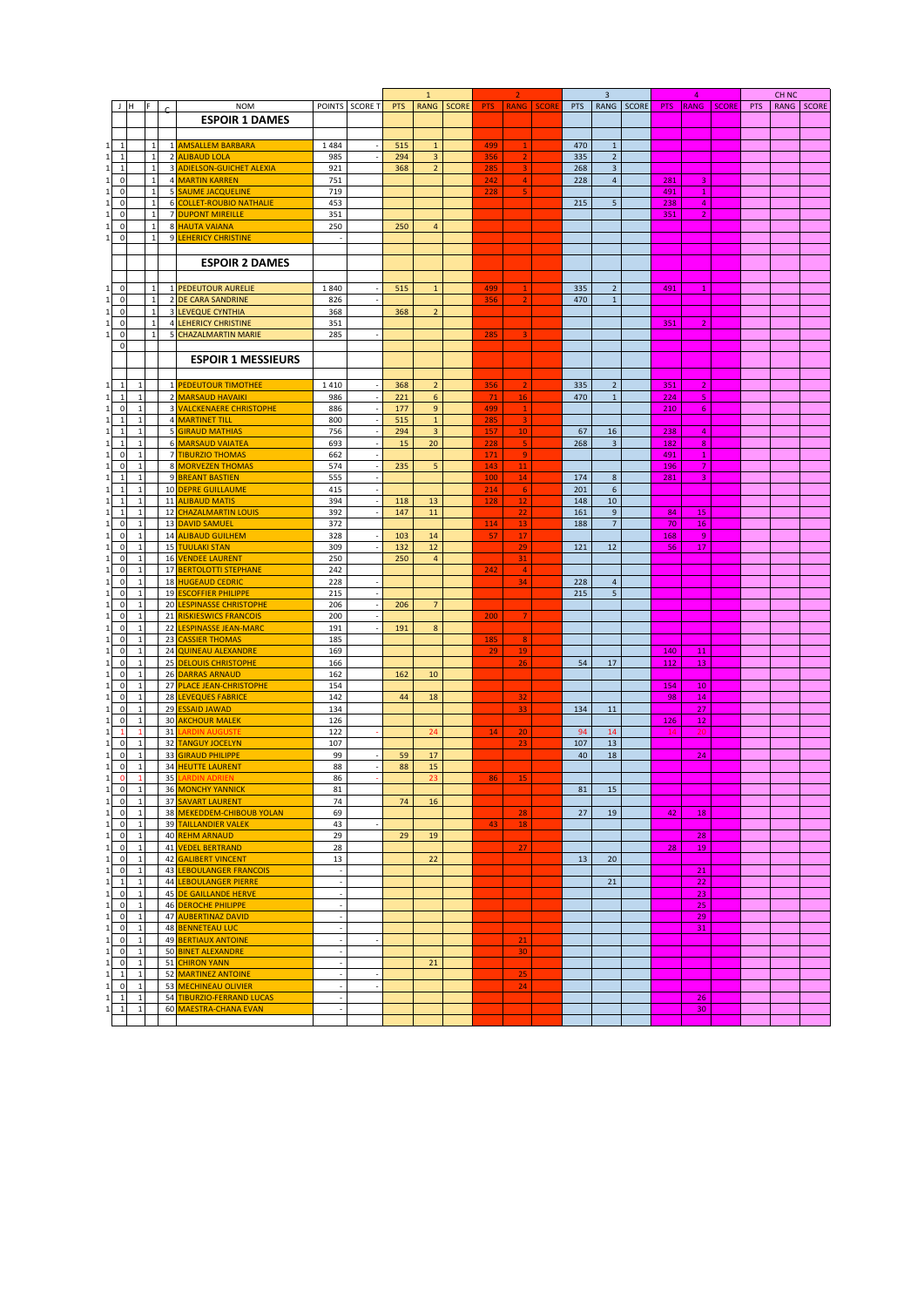| | J | H | F | C | NOM | POINTS | SCORE T | 1 PTS | 1 RANG | 1 SCORE | 2 PTS | 2 RANG | 2 SCORE | 3 PTS | 3 RANG | 3 SCORE | 4 PTS | 4 RANG | 4 SCORE | CH NC PTS | CH NC RANG | CH NC SCORE |
|---|---|---|---|---|---|---|---|---|---|---|---|---|---|---|---|---|---|---|---|---|---|---|
| | | | | | **ESPOIR 1 DAMES** | | | | | | | | | | | | | | | | | |
| 1 | 1 | | 1 | 1 | AMSALLEM BARBARA | 1 484 | - | 515 | 1 | | 499 | 1 | | 470 | 1 | | | | | | | |
| 1 | 1 | | 1 | 2 | ALIBAUD LOLA | 985 | - | 294 | 3 | | 356 | 2 | | 335 | 2 | | | | | | | |
| 1 | 1 | | 1 | 3 | ADIELSON-GUICHET ALEXIA | 921 | | 368 | 2 | | 285 | 3 | | 268 | 3 | | | | | | | |
| 1 | 0 | | 1 | 4 | MARTIN KARREN | 751 | | | | | 242 | 4 | | 228 | 4 | | 281 | 3 | | | | |
| 1 | 0 | | 1 | 5 | SAUME JACQUELINE | 719 | | | | | 228 | 5 | | | | | 491 | 1 | | | | |
| 1 | 0 | | 1 | 6 | COLLET-ROUBIO NATHALIE | 453 | | | | | | | | 215 | 5 | | 238 | 4 | | | | |
| 1 | 0 | | 1 | 7 | DUPONT MIREILLE | 351 | | | | | | | | | | | 351 | 2 | | | | |
| 1 | 0 | | 1 | 8 | HAUTA VAIANA | 250 | | 250 | 4 | | | | | | | | | | | | | |
| 1 | 0 | | 1 | 9 | LEHERICY CHRISTINE | - | | | | | | | | | | | | | | | | |
| | | | | | **ESPOIR 2 DAMES** | | | | | | | | | | | | | | | | | |
| 1 | 0 | | 1 | 1 | PEDEUTOUR AURELIE | 1 840 | - | 515 | 1 | | 499 | 1 | | 335 | 2 | | 491 | 1 | | | | |
| 1 | 0 | | 1 | 2 | DE CARA SANDRINE | 826 | - | | | | 356 | 2 | | 470 | 1 | | | | | | | |
| 1 | 0 | | 1 | 3 | LEVEQUE CYNTHIA | 368 | | 368 | 2 | | | | | | | | | | | | | |
| 1 | 0 | | 1 | 4 | LEHERICY CHRISTINE | 351 | | | | | | | | | | | 351 | 2 | | | | |
| 1 | 0 | | 1 | 5 | CHAZALMARTIN MARIE | 285 | - | | | | 285 | 3 | | | | | | | | | | |
| | 0 | | | | | | | | | | | | | | | | | | | | | |
| | | | | | **ESPOIR 1 MESSIEURS** | | | | | | | | | | | | | | | | | |
| 1 | 1 | 1 | | 1 | PEDEUTOUR TIMOTHEE | 1 410 | - | 368 | 2 | | 356 | 2 | | 335 | 2 | | 351 | 2 | | | | |
| 1 | 1 | 1 | | 2 | MARSAUD HAVAIKI | 986 | - | 221 | 6 | | 71 | 16 | | 470 | 1 | | 224 | 5 | | | | |
| 1 | 0 | 1 | | 3 | VALCKENAERE CHRISTOPHE | 886 | - | 177 | 9 | | 499 | 1 | | | | | 210 | 6 | | | | |
| 1 | 1 | 1 | | 4 | MARTINET TILL | 800 | - | 515 | 1 | | 285 | 3 | | | | | | | | | | |
| 1 | 1 | 1 | | 5 | GIRAUD MATHIAS | 756 | - | 294 | 3 | | 157 | 10 | | 67 | 16 | | 238 | 4 | | | | |
| 1 | 1 | 1 | | 6 | MARSAUD VAIATEA | 693 | - | 15 | 20 | | 228 | 5 | | 268 | 3 | | 182 | 8 | | | | |
| 1 | 0 | 1 | | 7 | TIBURZIO THOMAS | 662 | - | | | | 171 | 9 | | | | | 491 | 1 | | | | |
| 1 | 0 | 1 | | 8 | MORVEZEN THOMAS | 574 | - | 235 | 5 | | 143 | 11 | | | | | 196 | 7 | | | | |
| 1 | 1 | 1 | | 9 | BREANT BASTIEN | 555 | - | | | | 100 | 14 | | 174 | 8 | | 281 | 3 | | | | |
| 1 | 1 | 1 | | 10 | DEPRE GUILLAUME | 415 | - | | | | 214 | 6 | | 201 | 6 | | | | | | | |
| 1 | 1 | 1 | | 11 | ALIBAUD MATIS | 394 | - | 118 | 13 | | 128 | 12 | | 148 | 10 | | | | | | | |
| 1 | 1 | 1 | | 12 | CHAZALMARTIN LOUIS | 392 | - | 147 | 11 | | | 22 | | 161 | 9 | | 84 | 15 | | | | |
| 1 | 0 | 1 | | 13 | DAVID SAMUEL | 372 | | | | | 114 | 13 | | 188 | 7 | | 70 | 16 | | | | |
| 1 | 0 | 1 | | 14 | ALIBAUD GUILHEM | 328 | - | 103 | 14 | | 57 | 17 | | | | | 168 | 9 | | | | |
| 1 | 0 | 1 | | 15 | TUULAKI STAN | 309 | - | 132 | 12 | | | 29 | | 121 | 12 | | 56 | 17 | | | | |
| 1 | 0 | 1 | | 16 | VENDEE LAURENT | 250 | - | 250 | 4 | | | 31 | | | | | | | | | | |
| 1 | 0 | 1 | | 17 | BERTOLOTTI STEPHANE | 242 | | | | | 242 | 4 | | | | | | | | | | |
| 1 | 0 | 1 | | 18 | HUGEAUD CEDRIC | 228 | - | | | | | 34 | | 228 | 4 | | | | | | | |
| 1 | 0 | 1 | | 19 | ESCOFFIER PHILIPPE | 215 | - | | | | | | | 215 | 5 | | | | | | | |
| 1 | 0 | 1 | | 20 | LESPINASSE CHRISTOPHE | 206 | - | 206 | 7 | | | | | | | | | | | | | |
| 1 | 0 | 1 | | 21 | RISKIESWICS FRANCOIS | 200 | - | | | | 200 | 7 | | | | | | | | | | |
| 1 | 0 | 1 | | 22 | LESPINASSE JEAN-MARC | 191 | - | 191 | 8 | | | | | | | | | | | | | |
| 1 | 0 | 1 | | 23 | CASSIER THOMAS | 185 | | | | | 185 | 8 | | | | | | | | | | |
| 1 | 0 | 1 | | 24 | QUINEAU ALEXANDRE | 169 | | | | | 29 | 19 | | | | | 140 | 11 | | | | |
| 1 | 0 | 1 | | 25 | DELOUIS CHRISTOPHE | 166 | | | | | | 26 | | 54 | 17 | | 112 | 13 | | | | |
| 1 | 0 | 1 | | 26 | DARRAS ARNAUD | 162 | | 162 | 10 | | | | | | | | | | | | | |
| 1 | 0 | 1 | | 27 | PLACE JEAN-CHRISTOPHE | 154 | | | | | | | | | | | 154 | 10 | | | | |
| 1 | 0 | 1 | | 28 | LEVEQUES FABRICE | 142 | | 44 | 18 | | | 32 | | | | | 98 | 14 | | | | |
| 1 | 0 | 1 | | 29 | ESSAID JAWAD | 134 | | | | | | 33 | | 134 | 11 | | | 27 | | | | |
| 1 | 0 | 1 | | 30 | AKCHOUR MALEK | 126 | | | | | | | | | | | 126 | 12 | | | | |
| 1 | 1 | 1 | | 31 | LARDIN AUGUSTE | 122 | - | | 24 | | 14 | 20 | | 94 | 14 | | 14 | 20 | | | | |
| 1 | 0 | 1 | | 32 | TANGUY JOCELYN | 107 | | | | | | 23 | | 107 | 13 | | | | | | | |
| 1 | 0 | 1 | | 33 | GIRAUD PHILIPPE | 99 | - | 59 | 17 | | | | | 40 | 18 | | | 24 | | | | |
| 1 | 0 | 1 | | 34 | HEUTTE LAURENT | 88 | - | 88 | 15 | | | | | | | | | | | | | |
| 1 | 0 | 1 | | 35 | LARDIN ADRIEN | 86 | - | | 23 | | 86 | 15 | | | | | | | | | | |
| 1 | 0 | 1 | | 36 | MONCHY YANNICK | 81 | | | | | | | | 81 | 15 | | | | | | | |
| 1 | 0 | 1 | | 37 | SAVART LAURENT | 74 | | 74 | 16 | | | | | | | | | | | | | |
| 1 | 0 | 1 | | 38 | MEKEDDEM-CHIBOUB YOLAN | 69 | | | | | | 28 | | 27 | 19 | | 42 | 18 | | | | |
| 1 | 0 | 1 | | 39 | TAILLANDIER VALEK | 43 | - | | | | 43 | 18 | | | | | | | | | | |
| 1 | 0 | 1 | | 40 | REHM ARNAUD | 29 | | 29 | 19 | | | | | | | | | 28 | | | | |
| 1 | 0 | 1 | | 41 | VEDEL BERTRAND | 28 | | | | | | 27 | | | | | 28 | 19 | | | | |
| 1 | 0 | 1 | | 42 | GALIBERT VINCENT | 13 | | | 22 | | | | | 13 | 20 | | | | | | | |
| 1 | 0 | 1 | | 43 | LEBOULANGER FRANCOIS | - | | | | | | | | | | | | 21 | | | | |
| 1 | 1 | 1 | | 44 | LEBOULANGER PIERRE | - | | | | | | | | | 21 | | | 22 | | | | |
| 1 | 0 | 1 | | 45 | DE GAILLANDE HERVE | - | | | | | | | | | | | | 23 | | | | |
| 1 | 0 | 1 | | 46 | DEROCHE PHILIPPE | - | | | | | | | | | | | | 25 | | | | |
| 1 | 0 | 1 | | 47 | AUBERTINAZ DAVID | - | | | | | | | | | | | | 29 | | | | |
| 1 | 0 | 1 | | 48 | BENNETEAU LUC | - | | | | | | | | | | | | 31 | | | | |
| 1 | 0 | 1 | | 49 | BERTIAUX ANTOINE | - | - | | | | | 21 | | | | | | | | | | |
| 1 | 0 | 1 | | 50 | BINET ALEXANDRE | - | | | | | | 30 | | | | | | | | | | |
| 1 | 0 | 1 | | 51 | CHIRON YANN | - | | | 21 | | | | | | | | | | | | | |
| 1 | 1 | 1 | | 52 | MARTINEZ ANTOINE | - | - | | | | | 25 | | | | | | | | | | |
| 1 | 0 | 1 | | 53 | MECHINEAU OLIVIER | - | - | | | | | 24 | | | | | | | | | | |
| 1 | 1 | 1 | | 54 | TIBURZIO-FERRAND LUCAS | - | | | | | | | | | | | | 26 | | | | |
| 1 | 1 | 1 | | 60 | MAESTRA-CHANA EVAN | - | | | | | | | | | | | | 30 | | | | |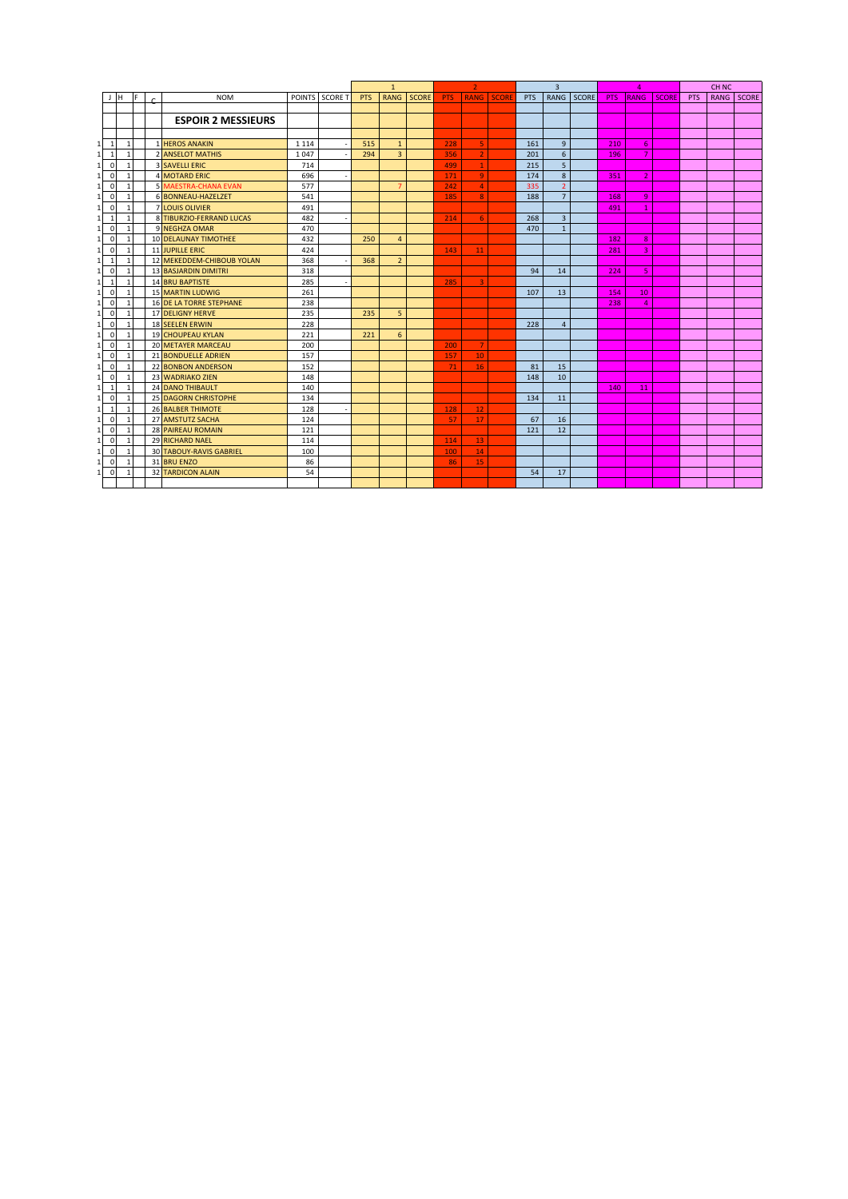| | J | H | F | C | NOM | POINTS | SCORE T | 1 | | | 2 | | | 3 | | | 4 | | | CH NC | | |
|---|---|---|---|---|---|---|---|---|---|---|---|---|---|---|---|---|---|---|---|---|---|---|
| | | | | | | | | PTS | RANG | SCORE | PTS | RANG | SCORE | PTS | RANG | SCORE | PTS | RANG | SCORE | PTS | RANG | SCORE |
| | | | | | **ESPOIR 2 MESSIEURS** | | | | | | | | | | | | | | | | | |
| 1 | 1 | 1 | | 1 | HEROS ANAKIN | 1 114 | - | 515 | 1 | | 228 | 5 | | 161 | 9 | | 210 | 6 | | | | |
| 1 | 1 | 1 | | 2 | ANSELOT MATHIS | 1 047 | - | 294 | 3 | | 356 | 2 | | 201 | 6 | | 196 | 7 | | | | |
| 1 | 0 | 1 | | 3 | SAVELLI ERIC | 714 | | | | | 499 | 1 | | 215 | 5 | | | | | | | |
| 1 | 0 | 1 | | 4 | MOTARD ERIC | 696 | - | | | | 171 | 9 | | 174 | 8 | | 351 | 2 | | | | |
| 1 | 0 | 1 | | 5 | MAESTRA-CHANA EVAN | 577 | | | 7 | | 242 | 4 | | 335 | 2 | | | | | | | |
| 1 | 0 | 1 | | 6 | BONNEAU-HAZELZET | 541 | | | | | 185 | 8 | | 188 | 7 | | 168 | 9 | | | | |
| 1 | 0 | 1 | | 7 | LOUIS OLIVIER | 491 | | | | | | | | | | | 491 | 1 | | | | |
| 1 | 1 | 1 | | 8 | TIBURZIO-FERRAND LUCAS | 482 | - | | | | 214 | 6 | | 268 | 3 | | | | | | | |
| 1 | 0 | 1 | | 9 | NEGHZA OMAR | 470 | | | | | | | | 470 | 1 | | | | | | | |
| 1 | 0 | 1 | | 10 | DELAUNAY TIMOTHEE | 432 | | 250 | 4 | | | | | | | | 182 | 8 | | | | |
| 1 | 0 | 1 | | 11 | JUPILLE ERIC | 424 | | | | | 143 | 11 | | | | | 281 | 3 | | | | |
| 1 | 1 | 1 | | 12 | MEKEDDEM-CHIBOUB YOLAN | 368 | - | 368 | 2 | | | | | | | | | | | | | |
| 1 | 0 | 1 | | 13 | BASJARDIN DIMITRI | 318 | | | | | | | | 94 | 14 | | 224 | 5 | | | | |
| 1 | 1 | 1 | | 14 | BRU BAPTISTE | 285 | - | | | | 285 | 3 | | | | | | | | | | |
| 1 | 0 | 1 | | 15 | MARTIN LUDWIG | 261 | | | | | | | | 107 | 13 | | 154 | 10 | | | | |
| 1 | 0 | 1 | | 16 | DE LA TORRE STEPHANE | 238 | | | | | | | | | | | 238 | 4 | | | | |
| 1 | 0 | 1 | | 17 | DELIGNY HERVE | 235 | | 235 | 5 | | | | | | | | | | | | | |
| 1 | 0 | 1 | | 18 | SEELEN ERWIN | 228 | | | | | | | | 228 | 4 | | | | | | | |
| 1 | 0 | 1 | | 19 | CHOUPEAU KYLAN | 221 | | 221 | 6 | | | | | | | | | | | | | |
| 1 | 0 | 1 | | 20 | METAYER MARCEAU | 200 | | | | | 200 | 7 | | | | | | | | | | |
| 1 | 0 | 1 | | 21 | BONDUELLE ADRIEN | 157 | | | | | 157 | 10 | | | | | | | | | | |
| 1 | 0 | 1 | | 22 | BONBON ANDERSON | 152 | | | | | 71 | 16 | | 81 | 15 | | | | | | | |
| 1 | 0 | 1 | | 23 | WADRIAKO ZIEN | 148 | | | | | | | | 148 | 10 | | | | | | | |
| 1 | 1 | 1 | | 24 | DANO THIBAULT | 140 | | | | | | | | | | | 140 | 11 | | | | |
| 1 | 0 | 1 | | 25 | DAGORN CHRISTOPHE | 134 | | | | | | | | 134 | 11 | | | | | | | |
| 1 | 1 | 1 | | 26 | BALBER THIMOTE | 128 | - | | | | 128 | 12 | | | | | | | | | | |
| 1 | 0 | 1 | | 27 | AMSTUTZ SACHA | 124 | | | | | 57 | 17 | | 67 | 16 | | | | | | | |
| 1 | 0 | 1 | | 28 | PAIREAU ROMAIN | 121 | | | | | | | | 121 | 12 | | | | | | | |
| 1 | 0 | 1 | | 29 | RICHARD NAEL | 114 | | | | | 114 | 13 | | | | | | | | | | |
| 1 | 0 | 1 | | 30 | TABOUY-RAVIS GABRIEL | 100 | | | | | 100 | 14 | | | | | | | | | | |
| 1 | 0 | 1 | | 31 | BRU ENZO | 86 | | | | | 86 | 15 | | | | | | | | | | |
| 1 | 0 | 1 | | 32 | TARDICON ALAIN | 54 | | | | | | | | 54 | 17 | | | | | | | |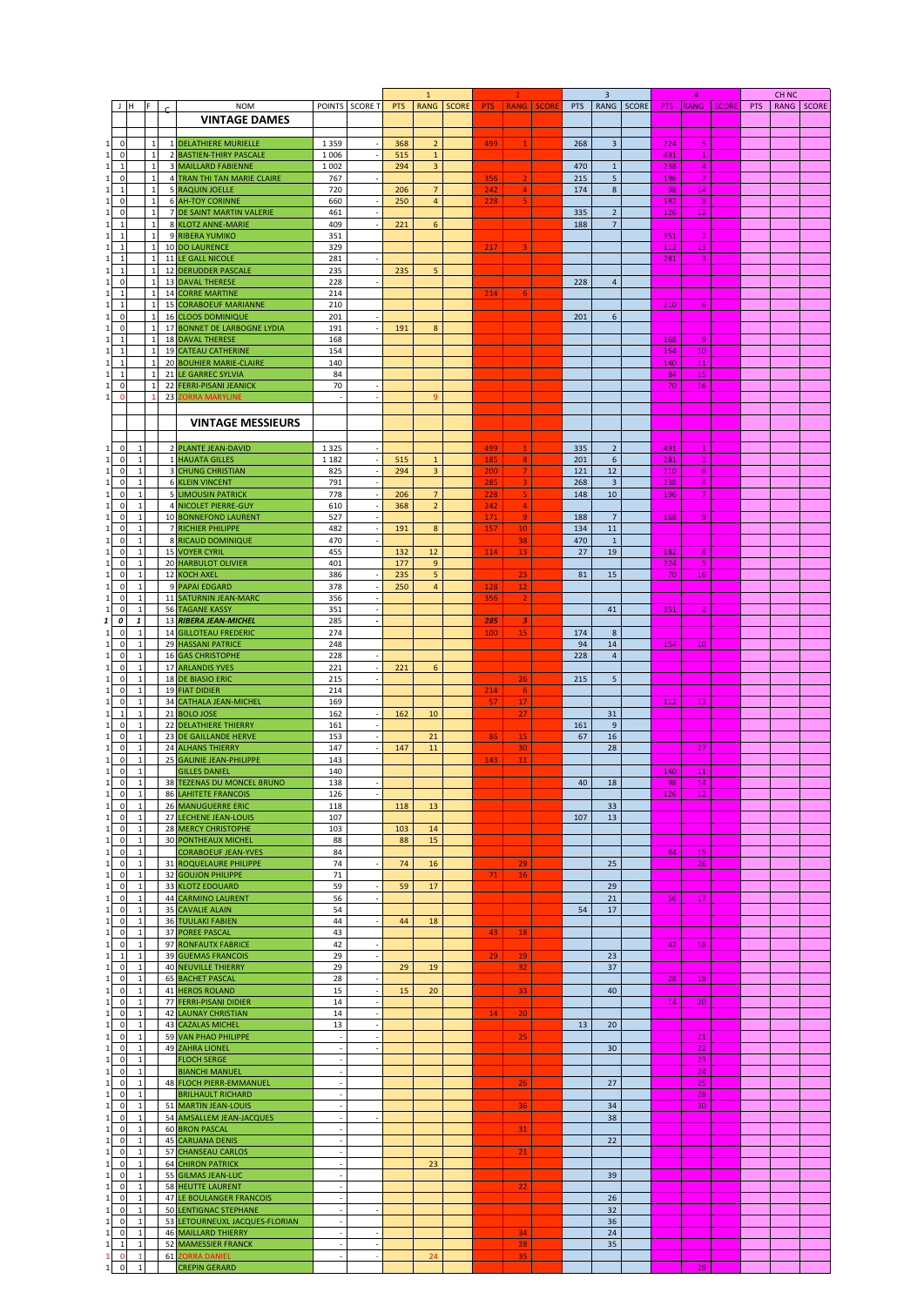| | | | | | | | | 1 | | | 2 | | | 3 | | | 4 | | | CH NC | | |
|---|---|---|---|---|---|---|---|---|---|---|---|---|---|---|---|---|---|---|---|---|---|---|
| | J | H | F | C | NOM | POINTS | SCORE T | PTS | RANG | SCORE | PTS | RANG | SCORE | PTS | RANG | SCORE | PTS | RANG | SCORE | PTS | RANG | SCORE |
| | | | | | **VINTAGE DAMES** | | | | | | | | | | | | | | | | | |
| 1 | 0 | | 1 | 1 | DELATHIERE MURIELLE | 1 359 | - | 368 | 2 | | 499 | 1 | | 268 | 3 | | 224 | 5 | | | | |
| 1 | 0 | | 1 | 2 | BASTIEN-THIRY PASCALE | 1 006 | - | 515 | 1 | | | | | | | | 491 | 1 | | | | |
| 1 | 1 | | 1 | 3 | MAILLARD FABIENNE | 1 002 | | 294 | 3 | | | | | 470 | 1 | | 238 | 4 | | | | |
| 1 | 0 | | 1 | 4 | TRAN THI TAN MARIE CLAIRE | 767 | - | | | | 356 | 2 | | 215 | 5 | | 196 | 7 | | | | |
| 1 | 1 | | 1 | 5 | RAQUIN JOELLE | 720 | | 206 | 7 | | 242 | 4 | | 174 | 8 | | 98 | 14 | | | | |
| 1 | 0 | | 1 | 6 | AH-TOY CORINNE | 660 | - | 250 | 4 | | 228 | 5 | | | | | 182 | 8 | | | | |
| 1 | 0 | | 1 | 7 | DE SAINT MARTIN VALERIE | 461 | - | | | | | | | 335 | 2 | | 126 | 12 | | | | |
| 1 | 1 | | 1 | 8 | KLOTZ ANNE-MARIE | 409 | - | 221 | 6 | | | | | 188 | 7 | | | | | | | |
| 1 | 1 | | 1 | 9 | RIBERA YUMIKO | 351 | | | | | | | | | | | 351 | 2 | | | | |
| 1 | 1 | | 1 | 10 | DO LAURENCE | 329 | | | | | 217 | 3 | | | | | 112 | 13 | | | | |
| 1 | 1 | | 1 | 11 | LE GALL NICOLE | 281 | - | | | | | | | | | | 281 | 3 | | | | |
| 1 | 1 | | 1 | 12 | DERUDDER PASCALE | 235 | | 235 | 5 | | | | | | | | | | | | | |
| 1 | 0 | | 1 | 13 | DAVAL THERESE | 228 | - | | | | | | | 228 | 4 | | | | | | | |
| 1 | 1 | | 1 | 14 | CORRE MARTINE | 214 | | | | | 214 | 6 | | | | | | | | | | |
| 1 | 1 | | 1 | 15 | CORABOEUF MARIANNE | 210 | | | | | | | | | | | 210 | 6 | | | | |
| 1 | 0 | | 1 | 16 | CLOOS DOMINIQUE | 201 | - | | | | | | | 201 | 6 | | | | | | | |
| 1 | 0 | | 1 | 17 | BONNET DE LARBOGNE LYDIA | 191 | - | 191 | 8 | | | | | | | | | | | | | |
| 1 | 1 | | 1 | 18 | DAVAL THERESE | 168 | | | | | | | | | | | 168 | 9 | | | | |
| 1 | 1 | | 1 | 19 | CATEAU CATHERINE | 154 | | | | | | | | | | | 154 | 10 | | | | |
| 1 | 1 | | 1 | 20 | BOUHIER MARIE-CLAIRE | 140 | | | | | | | | | | | 140 | 11 | | | | |
| 1 | 1 | | 1 | 21 | LE GARREC SYLVIA | 84 | | | | | | | | | | | 84 | 15 | | | | |
| 1 | 0 | | 1 | 22 | FERRI-PISANI JEANICK | 70 | - | | | | | | | | | | 70 | 16 | | | | |
| 1 | 0 | | 1 | 23 | ZORRA MARYLINE | - | - | | 9 | | | | | | | | | | | | | |
| | | | | | **VINTAGE MESSIEURS** | | | | | | | | | | | | | | | | | |
| 1 | 0 | 1 | | 2 | PLANTE JEAN-DAVID | 1 325 | - | | | | 499 | 1 | | 335 | 2 | | 491 | 1 | | | | |
| 1 | 0 | 1 | | 1 | HAUATA GILLES | 1 182 | - | 515 | 1 | | 185 | 8 | | 201 | 6 | | 281 | 3 | | | | |
| 1 | 0 | 1 | | 3 | CHUNG CHRISTIAN | 825 | - | 294 | 3 | | 200 | 7 | | 121 | 12 | | 210 | 6 | | | | |
| 1 | 0 | 1 | | 6 | KLEIN VINCENT | 791 | - | | | | 285 | 3 | | 268 | 3 | | 238 | 4 | | | | |
| 1 | 0 | 1 | | 5 | LIMOUSIN PATRICK | 778 | - | 206 | 7 | | 228 | 5 | | 148 | 10 | | 196 | 7 | | | | |
| 1 | 0 | 1 | | 4 | NICOLET PIERRE-GUY | 610 | - | 368 | 2 | | 242 | 4 | | | | | | | | | | |
| 1 | 0 | 1 | | 10 | BONNEFOND LAURENT | 527 | - | | | | 171 | 9 | | 188 | 7 | | 168 | 9 | | | | |
| 1 | 0 | 1 | | 7 | RICHIER PHILIPPE | 482 | - | 191 | 8 | | 157 | 10 | | 134 | 11 | | | | | | | |
| 1 | 0 | 1 | | 8 | RICAUD DOMINIQUE | 470 | - | | | | | 38 | | 470 | 1 | | | | | | | |
| 1 | 0 | 1 | | 15 | VOYER CYRIL | 455 | - | 132 | 12 | | 114 | 13 | | 27 | 19 | | 182 | 8 | | | | |
| 1 | 0 | 1 | | 20 | HARBULOT OLIVIER | 401 | - | 177 | 9 | | | | | | | | 224 | 5 | | | | |
| 1 | 0 | 1 | | 12 | KOCH AXEL | 386 | - | 235 | 5 | | | 23 | | 81 | 15 | | 70 | 16 | | | | |
| 1 | 0 | 1 | | 9 | PAPAI EDGARD | 378 | - | 250 | 4 | | 128 | 12 | | | | | | | | | | |
| 1 | 0 | 1 | | 11 | SATURNIN JEAN-MARC | 356 | - | | | | 356 | 2 | | | | | | | | | | |
| 1 | 0 | 1 | | 56 | TAGANE KASSY | 351 | - | | | | | | | | 41 | | 351 | 2 | | | | |
| ***1*** | ***0*** | ***1*** | | 13 | ***RIBERA JEAN-MICHEL*** | 285 | - | | | | ***285*** | ***3*** | | | | | | | | | | |
| 1 | 0 | 1 | | 14 | GILLOTEAU FREDERIC | 274 | | | | | 100 | 15 | | 174 | 8 | | | | | | | |
| 1 | 0 | 1 | | 29 | HASSANI PATRICE | 248 | | | | | | | | 94 | 14 | | 154 | 10 | | | | |
| 1 | 0 | 1 | | 16 | GAS CHRISTOPHE | 228 | - | | | | | | | 228 | 4 | | | | | | | |
| 1 | 0 | 1 | | 17 | ARLANDIS YVES | 221 | - | 221 | 6 | | | | | | | | | | | | | |
| 1 | 0 | 1 | | 18 | DE BIASIO ERIC | 215 | - | | | | | 26 | | 215 | 5 | | | | | | | |
| 1 | 0 | 1 | | 19 | FIAT DIDIER | 214 | | | | | 214 | 6 | | | | | | | | | | |
| 1 | 0 | 1 | | 34 | CATHALA JEAN-MICHEL | 169 | | | | | 57 | 17 | | | | | 112 | 13 | | | | |
| 1 | 1 | 1 | | 21 | BOLO JOSE | 162 | - | 162 | 10 | | | 27 | | | 31 | | | | | | | |
| 1 | 0 | 1 | | 22 | DELATHIERE THIERRY | 161 | - | | | | | | | 161 | 9 | | | | | | | |
| 1 | 0 | 1 | | 23 | DE GAILLANDE HERVE | 153 | - | | 21 | | 86 | 15 | | 67 | 16 | | | | | | | |
| 1 | 0 | 1 | | 24 | ALHANS THIERRY | 147 | - | 147 | 11 | | | 30 | | | 28 | | | 27 | | | | |
| 1 | 0 | 1 | | 25 | GALINIE JEAN-PHILIPPE | 143 | | | | | 143 | 11 | | | | | | | | | | |
| 1 | 0 | 1 | | | GILLES DANIEL | 140 | | | | | | | | | | | 140 | 11 | | | | |
| 1 | 0 | 1 | | 38 | TEZENAS DU MONCEL BRUNO | 138 | - | | | | | | | 40 | 18 | | 98 | 14 | | | | |
| 1 | 0 | 1 | | 86 | LAHITETE FRANCOIS | 126 | - | | | | | | | | | | 126 | 12 | | | | |
| 1 | 0 | 1 | | 26 | MANUGUERRE ERIC | 118 | | 118 | 13 | | | | | | 33 | | | | | | | |
| 1 | 0 | 1 | | 27 | LECHENE JEAN-LOUIS | 107 | | | | | | | | 107 | 13 | | | | | | | |
| 1 | 0 | 1 | | 28 | MERCY CHRISTOPHE | 103 | | 103 | 14 | | | | | | | | | | | | | |
| 1 | 0 | 1 | | 30 | PONTHEAUX MICHEL | 88 | | 88 | 15 | | | | | | | | | | | | | |
| 1 | 0 | 1 | | | CORABOEUF JEAN-YVES | 84 | | | | | | | | | | | 84 | 15 | | | | |
| 1 | 0 | 1 | | 31 | ROQUELAURE PHILIPPE | 74 | - | 74 | 16 | | | 29 | | | 25 | | | 26 | | | | |
| 1 | 0 | 1 | | 32 | GOUJON PHILIPPE | 71 | | | | | 71 | 16 | | | | | | | | | | |
| 1 | 0 | 1 | | 33 | KLOTZ EDOUARD | 59 | - | 59 | 17 | | | | | | 29 | | | | | | | |
| 1 | 0 | 1 | | 44 | CARMINO LAURENT | 56 | - | | | | | | | | 21 | | 56 | 17 | | | | |
| 1 | 0 | 1 | | 35 | CAVALIE ALAIN | 54 | | | | | | | | 54 | 17 | | | | | | | |
| 1 | 0 | 1 | | 36 | TUULAKI FABIEN | 44 | - | 44 | 18 | | | | | | | | | | | | | |
| 1 | 0 | 1 | | 37 | POREE PASCAL | 43 | | | | | 43 | 18 | | | | | | | | | | |
| 1 | 0 | 1 | | 97 | RONFAUTX FABRICE | 42 | - | | | | | | | | | | 42 | 18 | | | | |
| 1 | 1 | 1 | | 39 | GUEMAS FRANCOIS | 29 | - | | | | 29 | 19 | | | 23 | | | | | | | |
| 1 | 0 | 1 | | 40 | NEUVILLE THIERRY | 29 | | 29 | 19 | | | 32 | | | 37 | | | | | | | |
| 1 | 0 | 1 | | 65 | BACHET PASCAL | 28 | - | | | | | | | | | | 28 | 19 | | | | |
| 1 | 0 | 1 | | 41 | HEROS ROLAND | 15 | - | 15 | 20 | | | 33 | | | 40 | | | | | | | |
| 1 | 0 | 1 | | 77 | FERRI-PISANI DIDIER | 14 | - | | | | | | | | | | 14 | 20 | | | | |
| 1 | 0 | 1 | | 42 | LAUNAY CHRISTIAN | 14 | - | | | | 14 | 20 | | | | | | | | | | |
| 1 | 0 | 1 | | 43 | CAZALAS MICHEL | 13 | - | | | | | | | 13 | 20 | | | | | | | |
| 1 | 0 | 1 | | 59 | VAN PHAO PHILIPPE | - | - | | | | | 25 | | | | | | 21 | | | | |
| 1 | 0 | 1 | | 49 | ZAHRA LIONEL | - | - | | | | | | | | 30 | | | 22 | | | | |
| 1 | 0 | 1 | | | FLOCH SERGE | - | | | | | | | | | | | | 23 | | | | |
| 1 | 0 | 1 | | | BIANCHI MANUEL | - | | | | | | | | | | | | 24 | | | | |
| 1 | 0 | 1 | | 48 | FLOCH PIERR-EMMANUEL | - | | | | | | 26 | | | 27 | | | 25 | | | | |
| 1 | 0 | 1 | | | BRILHAULT RICHARD | - | | | | | | | | | | | | 28 | | | | |
| 1 | 0 | 1 | | 51 | MARTIN JEAN-LOUIS | - | | | | | | 36 | | | 34 | | | 30 | | | | |
| 1 | 0 | 1 | | 54 | AMSALLEM JEAN-JACQUES | - | - | | | | | | | | 38 | | | | | | | |
| 1 | 0 | 1 | | 60 | BRON PASCAL | - | | | | | | 31 | | | | | | | | | | |
| 1 | 0 | 1 | | 45 | CARUANA DENIS | - | | | | | | | | | 22 | | | | | | | |
| 1 | 0 | 1 | | 57 | CHANSEAU CARLOS | - | | | | | | 21 | | | | | | | | | | |
| 1 | 0 | 1 | | 64 | CHIRON PATRICK | - | | | 23 | | | | | | | | | | | | | |
| 1 | 0 | 1 | | 55 | GILMAS JEAN-LUC | - | | | | | | | | | 39 | | | | | | | |
| 1 | 0 | 1 | | 58 | HEUTTE LAURENT | - | | | | | | 22 | | | | | | | | | | |
| 1 | 0 | 1 | | 47 | LE BOULANGER FRANCOIS | - | | | | | | | | | 26 | | | | | | | |
| 1 | 0 | 1 | | 50 | LENTIGNAC STEPHANE | - | - | | | | | | | | 32 | | | | | | | |
| 1 | 0 | 1 | | 53 | LETOURNEUXL JACQUES-FLORIAN | - | | | | | | | | | 36 | | | | | | | |
| 1 | 0 | 1 | | 46 | MAILLARD THIERRY | - | - | | | | | 34 | | | 24 | | | | | | | |
| 1 | 1 | 1 | | 52 | MAMESSIER FRANCK | - | - | | | | | 28 | | | 35 | | | | | | | |
| 1 | 0 | 1 | | 61 | ZORRA DANIEL | - | - | | 24 | | | 35 | | | | | | | | | | |
| 1 | 0 | 1 | | | CREPIN GERARD | | | | | | | | | | | | | 29 | | | | |